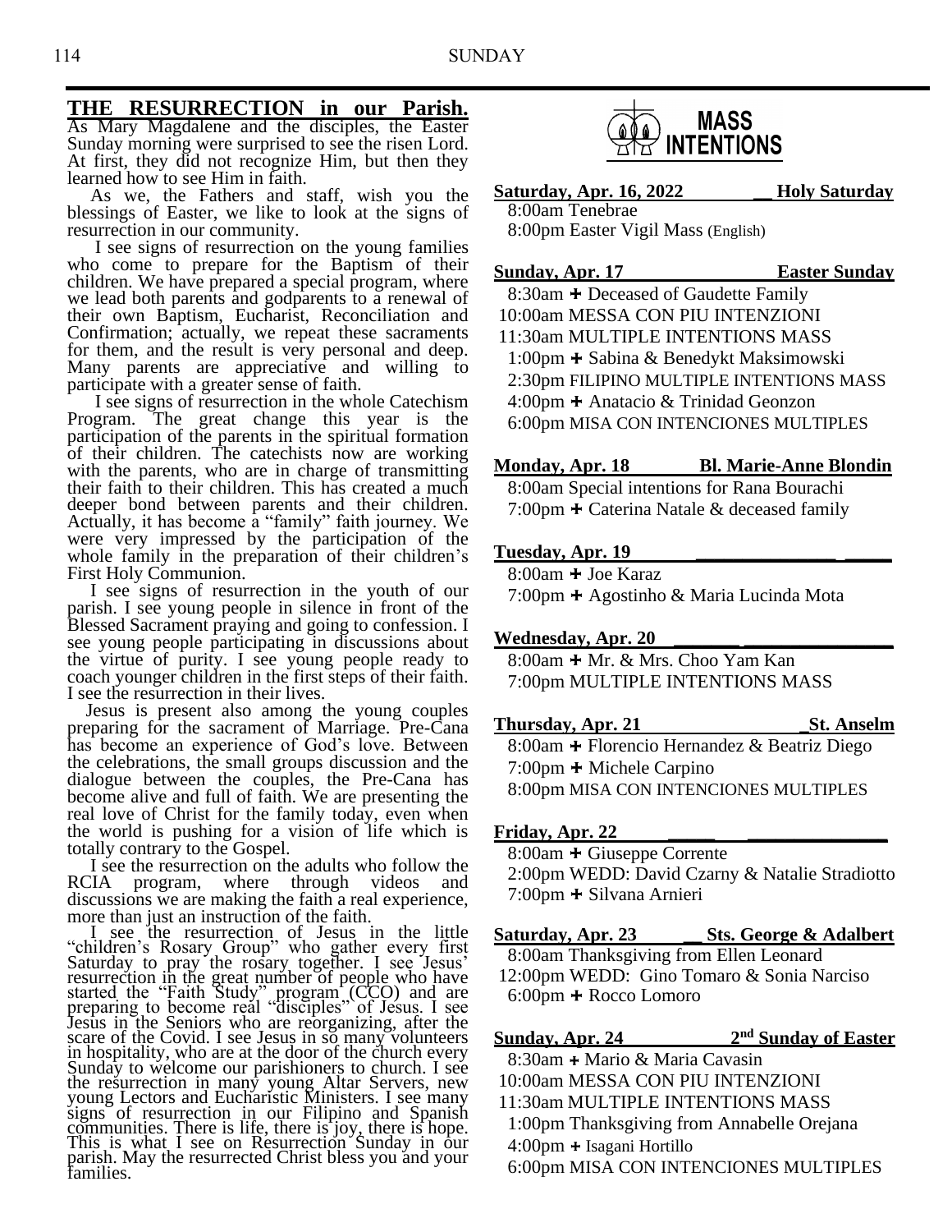## THE RESURRECTION in our Parish.

As Mary Magdalene and the disciples, the Easter Sunday morning were surprised to see the risen Lord. At first, they did not recognize Him, but then they learned how to see Him in faith.

As we, the Fathers and staff, wish you the blessings of Easter, we like to look at the signs of resurrection in our community.

I see signs of resurrection on the young families who come to prepare for the Baptism of their children. We have prepared a special program, where we lead both parents and godparents to a renewal of their own Baptism, Eucharist, Reconciliation and Confirmation; actually, we repeat these sacraments for them, and the result is very personal and deep. Many parents are appreciative and willing to participate with a greater sense of faith.

I see signs of resurrection in the whole Catechism Program. The great change this year is the participation of the parents in the spiritual formation of their children. The catechists now are working with the parents, who are in charge of transmitting their faith to their children. This has created a much deeper bond between parents and their children. Actually, it has become a "family" faith journey. We were very impressed by the participation of the whole family in the preparation of their children's First Holy Communion.

I see signs of resurrection in the youth of our parish. I see young people in silence in front of the Blessed Sacrament praying and going to confession. I see young people participating in discussions about the virtue of purity. I see young people ready to coach younger children in the first steps of their faith. I see the resurrection in their lives.

Jesus is present also among the young couples preparing for the sacrament of Marriage. Pre-Cana has become an experience of God's love. Between the celebrations, the small groups discussion and the dialogue between the couples, the Pre-Cana has become alive and full of faith. We are presenting the real love of Christ for the family today, even when the world is pushing for a vision of life which is totally contrary to the Gospel.

I see the resurrection on the adults who follow the RCIA program, where through videos and discussions we are making the faith a real experience, more than just an instruction of the faith.

I see the resurrection of Jesus in the little "children's Rosary Group" who gather every first Saturday to pray the rosary together. I see Jesus' resurrection in the great number of people who have started the "Faith Study" program (CCO) and are preparing to become real "disciples" of Jesus. I see Jesus in the Seniors who are reorganizing, after the scare of the Covid. I see Jesus in so many volunteers in hospitality, who are at the door of the church every Sunday to welcome our parishioners to church. I see the resurrection in many young Altar Servers, new young Lectors and Eucharistic Ministers. I see many signs of resurrection in our Filipino and Spanish communities. There is life, there is joy, there is hope. This is what I see on Resurrection Sunday in our parish. May the resurrected Christ bless you and your families.

## MASS INTENTIONS

**Saturday, Apr. 16, 2022 — Holy Saturday**
- 8:00am Tenebrae
- 8:00pm Easter Vigil Mass (English)

**Sunday, Apr. 17 — Easter Sunday**
- 8:30am ✝ Deceased of Gaudette Family
- 10:00am MESSA CON PIU INTENZIONI
- 11:30am MULTIPLE INTENTIONS MASS
- 1:00pm ✝ Sabina & Benedykt Maksimowski
- 2:30pm FILIPINO MULTIPLE INTENTIONS MASS
- 4:00pm ✝ Anatacio & Trinidad Geonzon
- 6:00pm MISA CON INTENCIONES MULTIPLES

**Monday, Apr. 18 — Bl. Marie-Anne Blondin**
- 8:00am Special intentions for Rana Bourachi
- 7:00pm ✝ Caterina Natale & deceased family

**Tuesday, Apr. 19**
- 8:00am ✝ Joe Karaz
- 7:00pm ✝ Agostinho & Maria Lucinda Mota

**Wednesday, Apr. 20**
- 8:00am ✝ Mr. & Mrs. Choo Yam Kan
- 7:00pm MULTIPLE INTENTIONS MASS

**Thursday, Apr. 21 — St. Anselm**
- 8:00am ✝ Florencio Hernandez & Beatriz Diego
- 7:00pm ✝ Michele Carpino
- 8:00pm MISA CON INTENCIONES MULTIPLES

**Friday, Apr. 22**
- 8:00am ✝ Giuseppe Corrente
- 2:00pm WEDD: David Czarny & Natalie Stradiotto
- 7:00pm ✝ Silvana Arnieri

**Saturday, Apr. 23 — Sts. George & Adalbert**
- 8:00am Thanksgiving from Ellen Leonard
- 12:00pm WEDD: Gino Tomaro & Sonia Narciso
- 6:00pm ✝ Rocco Lomoro

**Sunday, Apr. 24 — 2nd Sunday of Easter**
- 8:30am ✝ Mario & Maria Cavasin
- 10:00am MESSA CON PIU INTENZIONI
- 11:30am MULTIPLE INTENTIONS MASS
- 1:00pm Thanksgiving from Annabelle Orejana
- 4:00pm ✝ Isagani Hortillo
- 6:00pm MISA CON INTENCIONES MULTIPLES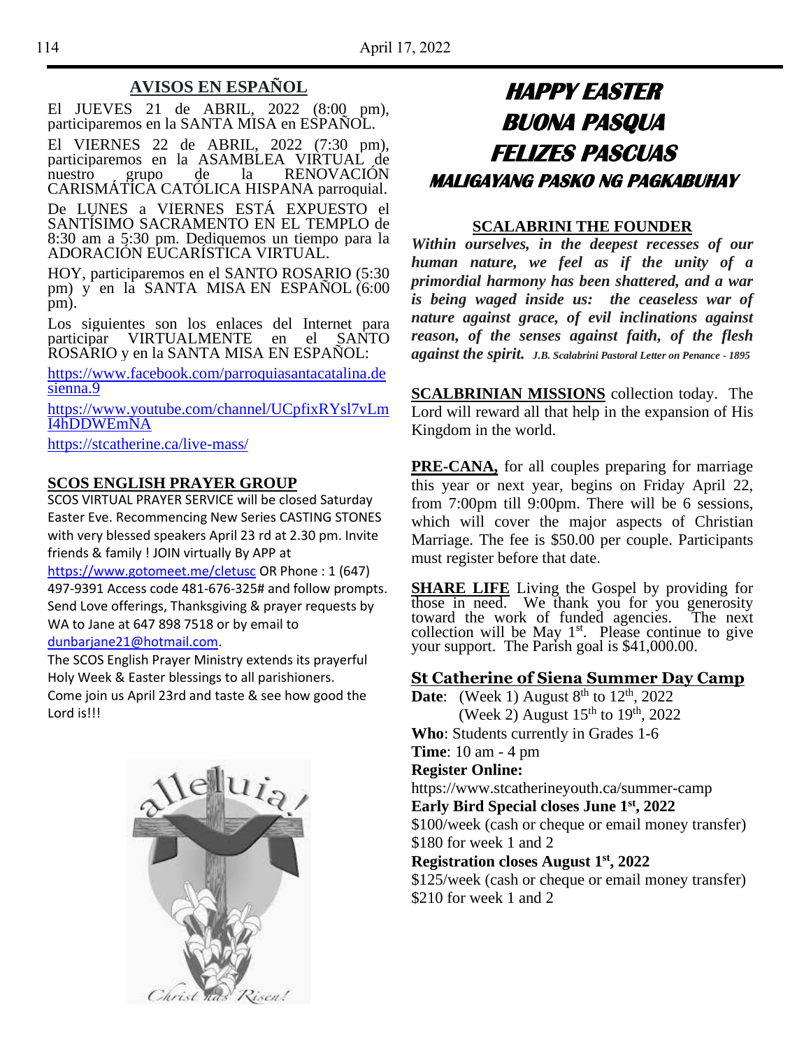## AVISOS EN ESPAÑOL

El JUEVES 21 de ABRIL, 2022 (8:00 pm), participaremos en la SANTA MISA en ESPAÑOL.

El VIERNES 22 de ABRIL, 2022 (7:30 pm), participaremos en la ASAMBLEA VIRTUAL de nuestro grupo de la RENOVACIÓN CARISMÁTICA CATÓLICA HISPANA parroquial.

De LUNES a VIERNES ESTÁ EXPUESTO el SANTÍSIMO SACRAMENTO EN EL TEMPLO de 8:30 am a 5:30 pm. Dediquemos un tiempo para la ADORACIÓN EUCARÍSTICA VIRTUAL.

HOY, participaremos en el SANTO ROSARIO (5:30 pm) y en la SANTA MISA EN ESPAÑOL (6:00 pm).

Los siguientes son los enlaces del Internet para participar VIRTUALMENTE en el SANTO ROSARIO y en la SANTA MISA EN ESPAÑOL:

https://www.facebook.com/parroquiasantacatalina.desienna.9

https://www.youtube.com/channel/UCpfixRYsl7vLmI4hDDWEmNA

https://stcatherine.ca/live-mass/

## SCOS ENGLISH PRAYER GROUP

SCOS VIRTUAL PRAYER SERVICE will be closed Saturday Easter Eve. Recommencing New Series CASTING STONES with very blessed speakers April 23 rd at 2.30 pm. Invite friends & family ! JOIN virtually By APP at https://www.gotomeet.me/cletusc OR Phone : 1 (647) 497-9391 Access code 481-676-325# and follow prompts. Send Love offerings, Thanksgiving & prayer requests by WA to Jane at 647 898 7518 or by email to dunbarjane21@hotmail.com.

The SCOS English Prayer Ministry extends its prayerful Holy Week & Easter blessings to all parishioners.

Come join us April 23rd and taste & see how good the Lord is!!!

alleluia!

Christ has Risen!

# HAPPY EASTER
# BUONA PASQUA
# FELIZES PASCUAS
## MALIGAYANG PASKO NG PAGKABUHAY

## SCALABRINI THE FOUNDER

***Within ourselves, in the deepest recesses of our human nature, we feel as if the unity of a primordial harmony has been shattered, and a war is being waged inside us: the ceaseless war of nature against grace, of evil inclinations against reason, of the senses against faith, of the flesh against the spirit.*** *J.B. Scalabrini Pastoral Letter on Penance - 1895*

**SCALBRINIAN MISSIONS** collection today. The Lord will reward all that help in the expansion of His Kingdom in the world.

**PRE-CANA,** for all couples preparing for marriage this year or next year, begins on Friday April 22, from 7:00pm till 9:00pm. There will be 6 sessions, which will cover the major aspects of Christian Marriage. The fee is $50.00 per couple. Participants must register before that date.

**SHARE LIFE** Living the Gospel by providing for those in need. We thank you for you generosity toward the work of funded agencies. The next collection will be May 1st. Please continue to give your support. The Parish goal is $41,000.00.

## St Catherine of Siena Summer Day Camp

**Date**: (Week 1) August 8th to 12th, 2022
(Week 2) August 15th to 19th, 2022

**Who**: Students currently in Grades 1-6

**Time**: 10 am - 4 pm

**Register Online:**
https://www.stcatherineyouth.ca/summer-camp

**Early Bird Special closes June 1st, 2022**
$100/week (cash or cheque or email money transfer)
$180 for week 1 and 2

**Registration closes August 1st, 2022**
$125/week (cash or cheque or email money transfer)
$210 for week 1 and 2